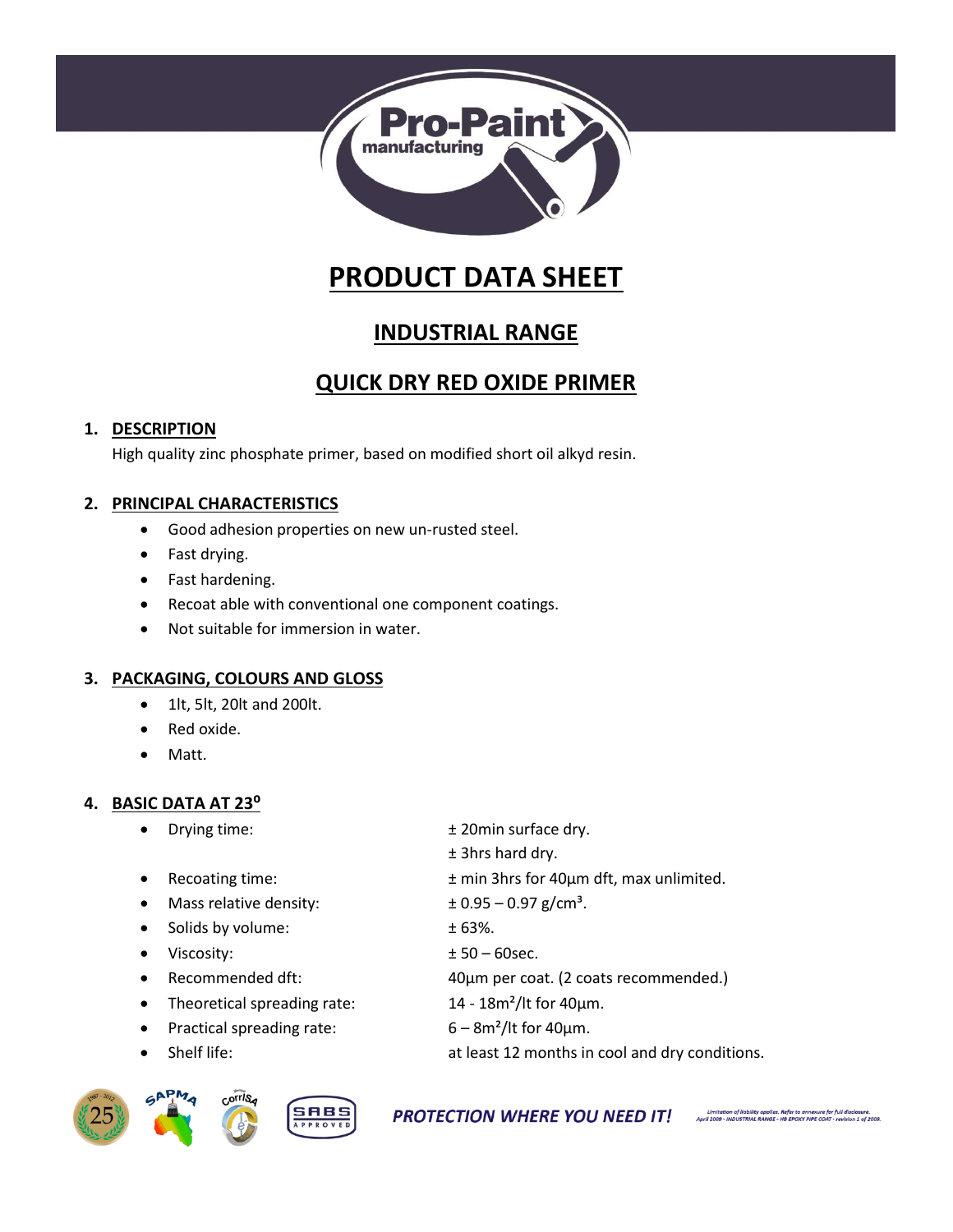# PRODUCT DATA SHEET

## INDUSTRIAL RANGE

## QUICK DRY RED OXIDE PRIMER

### 1. DESCRIPTION

High quality zinc phosphate primer, based on modified short oil alkyd resin.

### 2. PRINCIPAL CHARACTERISTICS

- Good adhesion properties on new un-rusted steel.
- Fast drying.
- Fast hardening.
- Recoat able with conventional one component coatings.
- Not suitable for immersion in water.

### 3. PACKAGING, COLOURS AND GLOSS

- 1lt, 5lt, 20lt and 200lt.
- Red oxide.
- Matt.

### 4. BASIC DATA AT 23$^{o}$

| | |
|---|---|
| Drying time: | ± 20min surface dry.<br>± 3hrs hard dry. |
| Recoating time: | ± min 3hrs for 40µm dft, max unlimited. |
| Mass relative density: | ± 0.95 – 0.97 g/cm³. |
| Solids by volume: | ± 63%. |
| Viscosity: | ± 50 – 60sec. |
| Recommended dft: | 40µm per coat. (2 coats recommended.) |
| Theoretical spreading rate: | 14 - 18m²/lt for 40µm. |
| Practical spreading rate: | 6 – 8m²/lt for 40µm. |
| Shelf life: | at least 12 months in cool and dry conditions. |

PROTECTION WHERE YOU NEED IT!

Limitation of liability applies. Refer to annexure for full disclosure.
April 2009 - INDUSTRIAL RANGE - HB EPOXY PIPE COAT - revision 1 of 2009.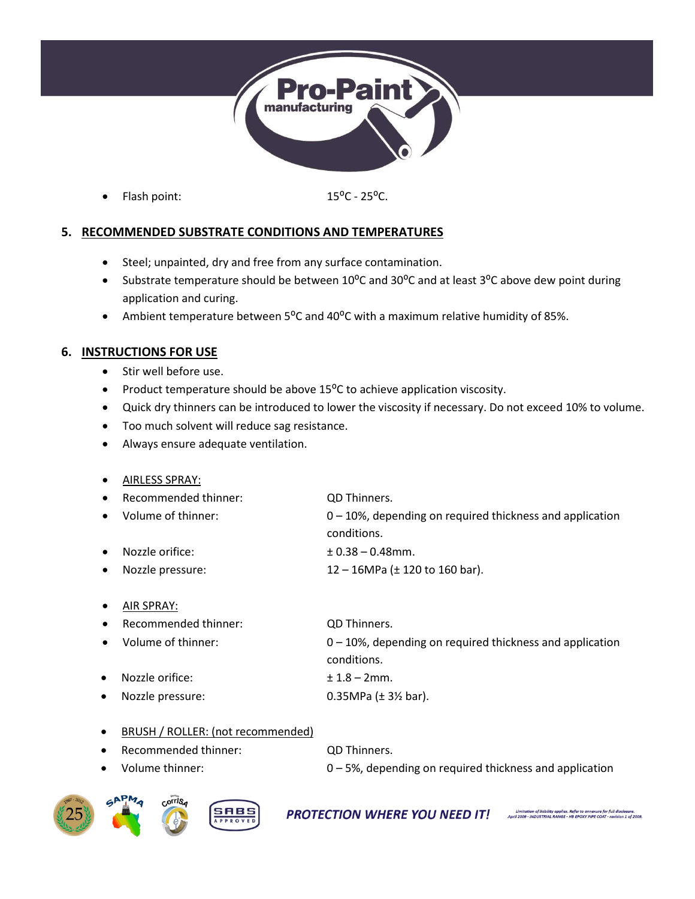- Flash point: 15ºC - 25ºC.

## 5. RECOMMENDED SUBSTRATE CONDITIONS AND TEMPERATURES

- Steel; unpainted, dry and free from any surface contamination.
- Substrate temperature should be between 10ºC and 30ºC and at least 3ºC above dew point during application and curing.
- Ambient temperature between 5ºC and 40ºC with a maximum relative humidity of 85%.

## 6. INSTRUCTIONS FOR USE

- Stir well before use.
- Product temperature should be above 15ºC to achieve application viscosity.
- Quick dry thinners can be introduced to lower the viscosity if necessary. Do not exceed 10% to volume.
- Too much solvent will reduce sag resistance.
- Always ensure adequate ventilation.

- AIRLESS SPRAY:
- Recommended thinner: QD Thinners.
- Volume of thinner: 0 – 10%, depending on required thickness and application conditions.
- Nozzle orifice: ± 0.38 – 0.48mm.
- Nozzle pressure: 12 – 16MPa (± 120 to 160 bar).

- AIR SPRAY:
- Recommended thinner: QD Thinners.
- Volume of thinner: 0 – 10%, depending on required thickness and application conditions.
- Nozzle orifice: ± 1.8 – 2mm.
- Nozzle pressure: 0.35MPa (± 3½ bar).

- BRUSH / ROLLER: (not recommended)
- Recommended thinner: QD Thinners.
- Volume thinner: 0 – 5%, depending on required thickness and application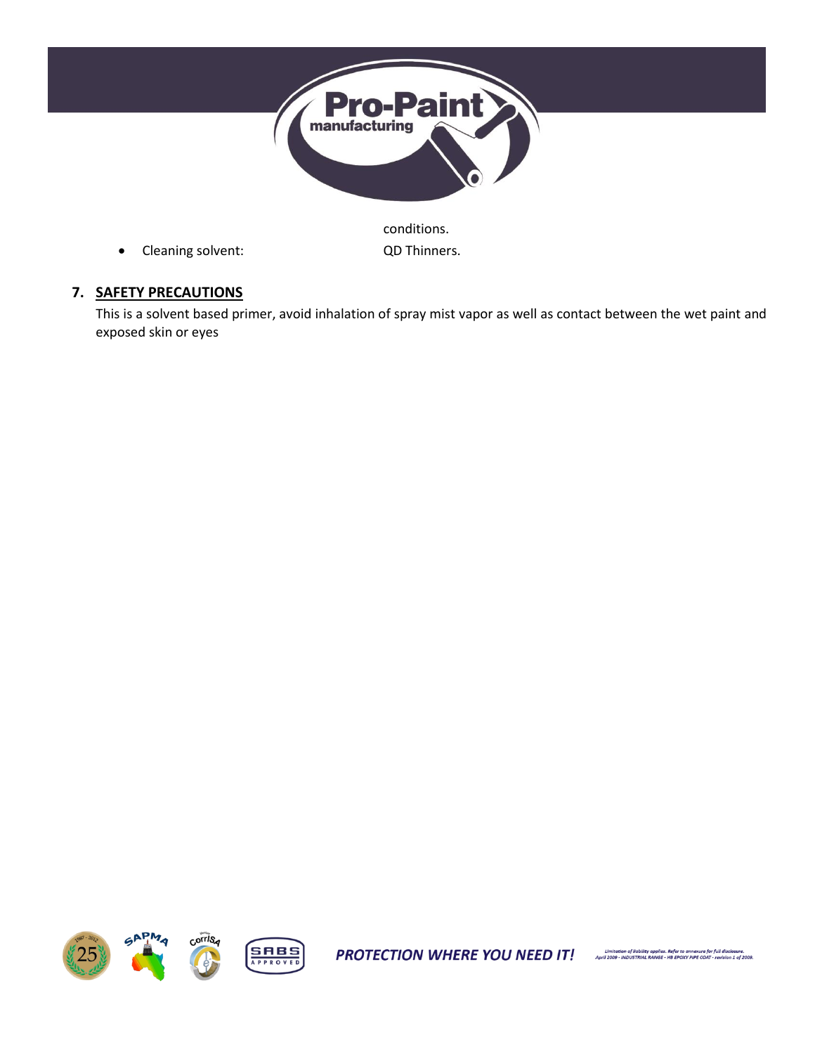conditions.

- Cleaning solvent: QD Thinners.

## 7. SAFETY PRECAUTIONS

This is a solvent based primer, avoid inhalation of spray mist vapor as well as contact between the wet paint and exposed skin or eyes